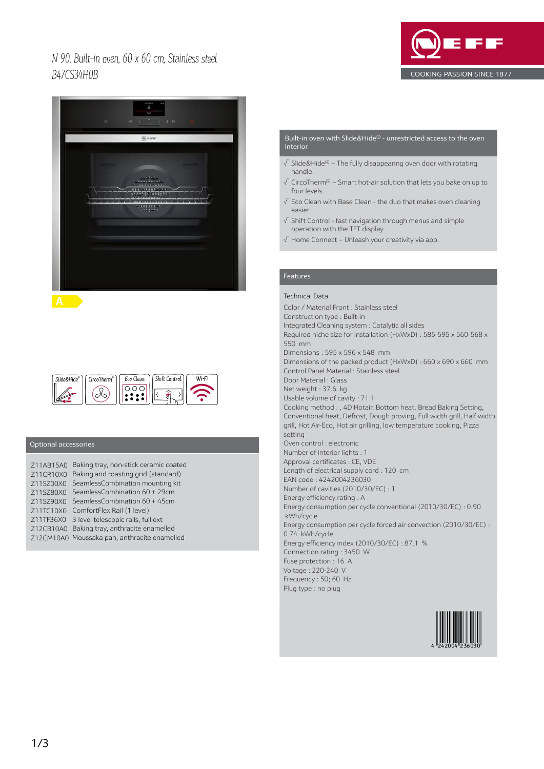# N 90, Built-in oven, 60 x 60 cm, Stainless steel
B47CS34H0B

NEFF
COOKING PASSION SINCE 1877

A

Slide&Hide® CircoTherm® Eco Clean Shift Control Wi-Fi

## Optional accessories

Z11AB15A0 Baking tray, non-stick ceramic coated
Z11CR10X0 Baking and roasting grid (standard)
Z11SZ00X0 SeamlessCombination mounting kit
Z11SZ80X0 SeamlessCombination 60 + 29cm
Z11SZ90X0 SeamlessCombination 60 + 45cm
Z11TC10X0 ComfortFlex Rail (1 level)
Z11TF36X0 3 level telescopic rails, full ext
Z12CB10A0 Baking tray, anthracite enamelled
Z12CM10A0 Moussaka pan, anthracite enamelled

## Built-in oven with Slide&Hide® - unrestricted access to the oven interior

- √ Slide&Hide® – The fully disappearing oven door with rotating handle.
- √ CircoTherm® – Smart hot-air solution that lets you bake on up to four levels.
- √ Eco Clean with Base Clean - the duo that makes oven cleaning easier
- √ Shift Control - fast navigation through menus and simple operation with the TFT display.
- √ Home Connect – Unleash your creativity via app.

## Features

Technical Data

Color / Material Front : Stainless steel
Construction type : Built-in
Integrated Cleaning system : Catalytic all sides
Required niche size for installation (HxWxD) : 585-595 x 560-568 x 550 mm
Dimensions : 595 x 596 x 548 mm
Dimensions of the packed product (HxWxD) : 660 x 690 x 660 mm
Control Panel Material : Stainless steel
Door Material : Glass
Net weight : 37.6 kg
Usable volume of cavity : 71 l
Cooking method : , 4D Hotair, Bottom heat, Bread Baking Setting, Conventional heat, Defrost, Dough proving, Full width grill, Half width grill, Hot Air-Eco, Hot air grilling, low temperature cooking, Pizza setting
Oven control : electronic
Number of interior lights : 1
Approval certificates : CE, VDE
Length of electrical supply cord : 120 cm
EAN code : 4242004236030
Number of cavities (2010/30/EC) : 1
Energy efficiency rating : A
Energy consumption per cycle conventional (2010/30/EC) : 0.90 kWh/cycle
Energy consumption per cycle forced air convection (2010/30/EC) : 0.74 kWh/cycle
Energy efficiency index (2010/30/EC) : 87.1 %
Connection rating : 3450 W
Fuse protection : 16 A
Voltage : 220-240 V
Frequency : 50; 60 Hz
Plug type : no plug

4 242004 236030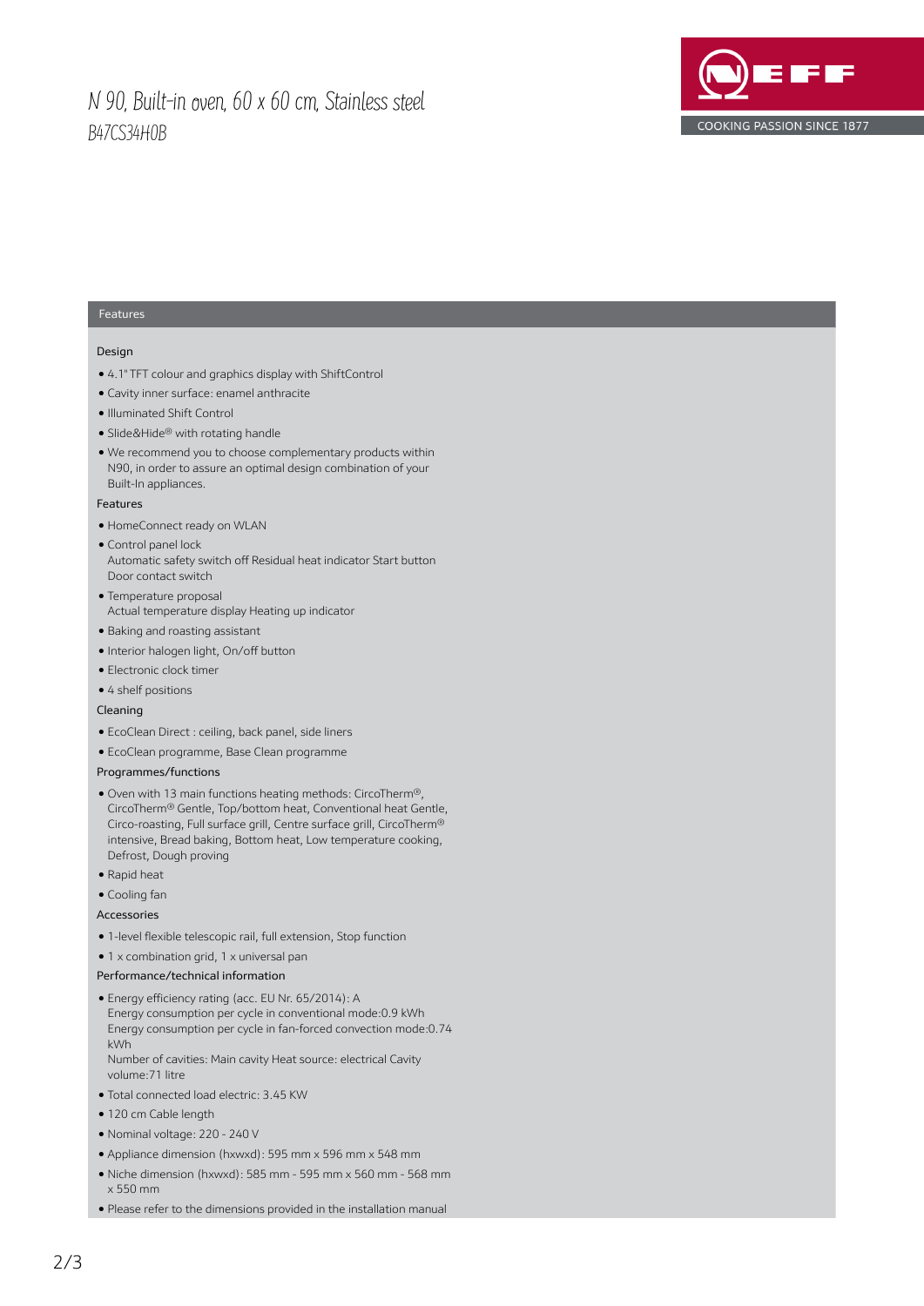# N 90, Built-in oven, 60 x 60 cm, Stainless steel
## B47CS34H0B

NEFF – COOKING PASSION SINCE 1877

## Features

### Design

- 4.1" TFT colour and graphics display with ShiftControl
- Cavity inner surface: enamel anthracite
- Illuminated Shift Control
- Slide&Hide® with rotating handle
- We recommend you to choose complementary products within N90, in order to assure an optimal design combination of your Built-In appliances.

### Features

- HomeConnect ready on WLAN
- Control panel lock
  Automatic safety switch off Residual heat indicator Start button
  Door contact switch
- Temperature proposal
  Actual temperature display Heating up indicator
- Baking and roasting assistant
- Interior halogen light, On/off button
- Electronic clock timer
- 4 shelf positions

### Cleaning

- EcoClean Direct : ceiling, back panel, side liners
- EcoClean programme, Base Clean programme

### Programmes/functions

- Oven with 13 main functions heating methods: CircoTherm®, CircoTherm® Gentle, Top/bottom heat, Conventional heat Gentle, Circo-roasting, Full surface grill, Centre surface grill, CircoTherm® intensive, Bread baking, Bottom heat, Low temperature cooking, Defrost, Dough proving
- Rapid heat
- Cooling fan

### Accessories

- 1-level flexible telescopic rail, full extension, Stop function
- 1 x combination grid, 1 x universal pan

### Performance/technical information

- Energy efficiency rating (acc. EU Nr. 65/2014): A
  Energy consumption per cycle in conventional mode:0.9 kWh
  Energy consumption per cycle in fan-forced convection mode:0.74 kWh
  Number of cavities: Main cavity Heat source: electrical Cavity volume:71 litre
- Total connected load electric: 3.45 KW
- 120 cm Cable length
- Nominal voltage: 220 - 240 V
- Appliance dimension (hxwxd): 595 mm x 596 mm x 548 mm
- Niche dimension (hxwxd): 585 mm - 595 mm x 560 mm - 568 mm x 550 mm
- Please refer to the dimensions provided in the installation manual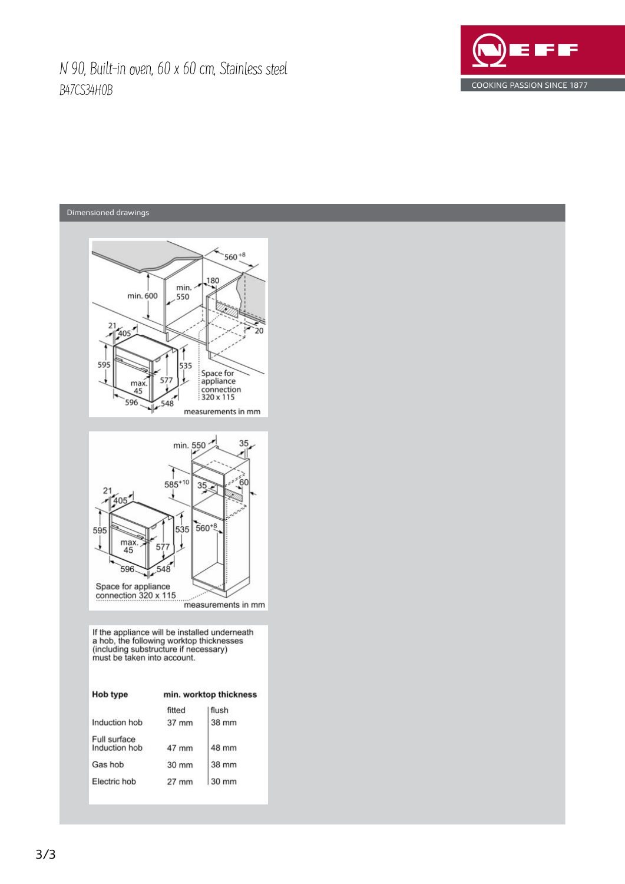# N 90, Built-in oven, 60 x 60 cm, Stainless steel

B47CS34H0B

## Dimensioned drawings

560 +8
180
min. 600
min. 550
20
21
405
595
535
max. 45
577
596
548
Space for appliance connection 320 x 115
measurements in mm

min. 550
35
585+10
35
60
21
405
595
535
560+8
max. 45
577
596
548
Space for appliance connection 320 x 115
measurements in mm

If the appliance will be installed underneath a hob, the following worktop thicknesses (including substructure if necessary) must be taken into account.

| Hob type | min. worktop thickness | |
|---|---|---|
| | fitted | flush |
| Induction hob | 37 mm | 38 mm |
| Full surface Induction hob | 47 mm | 48 mm |
| Gas hob | 30 mm | 38 mm |
| Electric hob | 27 mm | 30 mm |